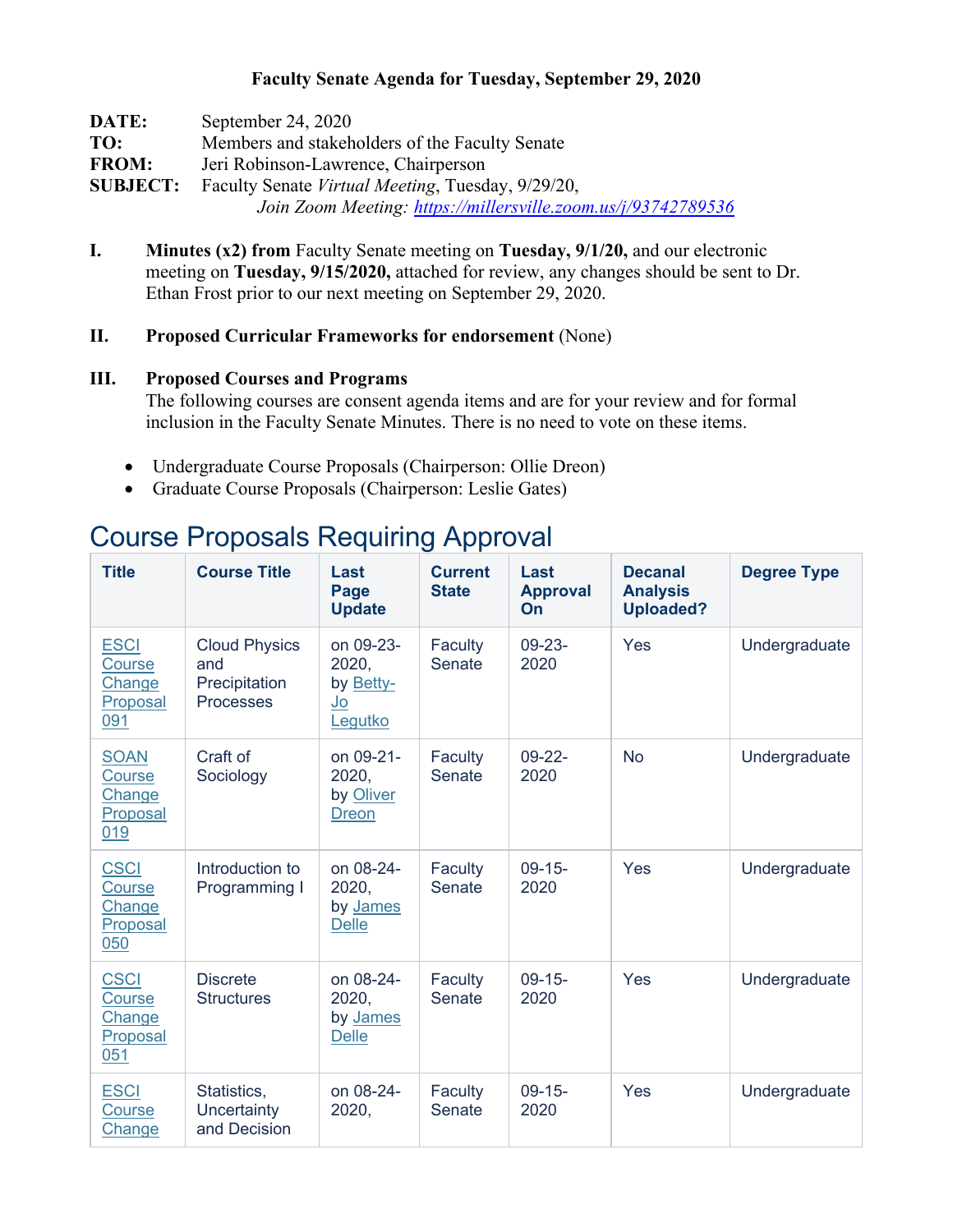**Faculty Senate Agenda for Tuesday, September 29, 2020**

**DATE:** September 24, 2020
**TO:** Members and stakeholders of the Faculty Senate
**FROM:** Jeri Robinson-Lawrence, Chairperson
**SUBJECT:** Faculty Senate *Virtual Meeting*, Tuesday, 9/29/20,
*Join Zoom Meeting: https://millersville.zoom.us/j/93742789536*

**I.** **Minutes (x2) from** Faculty Senate meeting on **Tuesday, 9/1/20,** and our electronic meeting on **Tuesday, 9/15/2020,** attached for review, any changes should be sent to Dr. Ethan Frost prior to our next meeting on September 29, 2020.

**II.** **Proposed Curricular Frameworks for endorsement** (None)

**III.** **Proposed Courses and Programs**
The following courses are consent agenda items and are for your review and for formal inclusion in the Faculty Senate Minutes. There is no need to vote on these items.

- Undergraduate Course Proposals (Chairperson: Ollie Dreon)
- Graduate Course Proposals (Chairperson: Leslie Gates)

## Course Proposals Requiring Approval

| Title | Course Title | Last Page Update | Current State | Last Approval On | Decanal Analysis Uploaded? | Degree Type |
|---|---|---|---|---|---|---|
| ESCI Course Change Proposal 091 | Cloud Physics and Precipitation Processes | on 09-23-2020, by Betty-Jo Legutko | Faculty Senate | 09-23-2020 | Yes | Undergraduate |
| SOAN Course Change Proposal 019 | Craft of Sociology | on 09-21-2020, by Oliver Dreon | Faculty Senate | 09-22-2020 | No | Undergraduate |
| CSCI Course Change Proposal 050 | Introduction to Programming I | on 08-24-2020, by James Delle | Faculty Senate | 09-15-2020 | Yes | Undergraduate |
| CSCI Course Change Proposal 051 | Discrete Structures | on 08-24-2020, by James Delle | Faculty Senate | 09-15-2020 | Yes | Undergraduate |
| ESCI Course Change | Statistics, Uncertainty and Decision | on 08-24-2020, | Faculty Senate | 09-15-2020 | Yes | Undergraduate |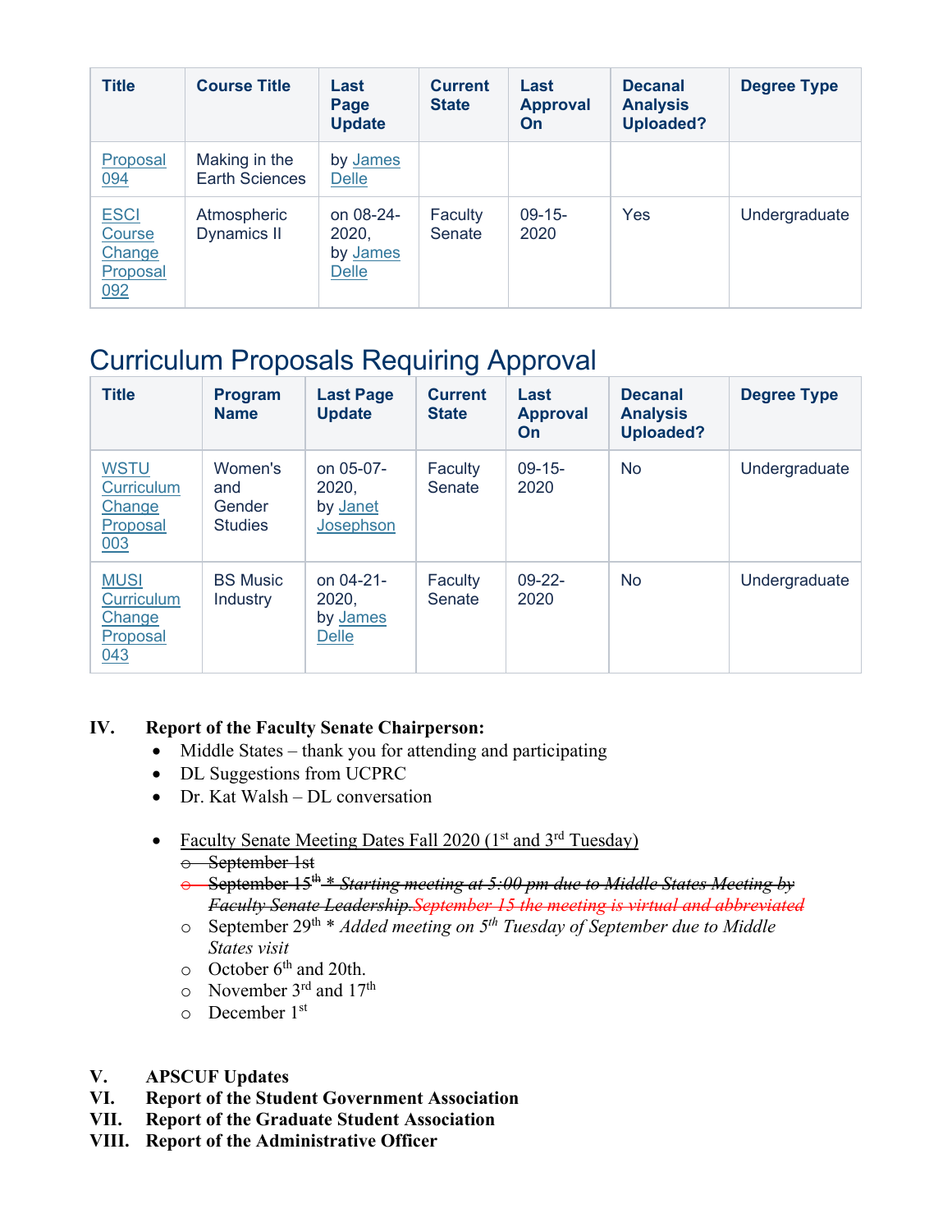| Title | Course Title | Last Page Update | Current State | Last Approval On | Decanal Analysis Uploaded? | Degree Type |
| --- | --- | --- | --- | --- | --- | --- |
| Proposal 094 | Making in the Earth Sciences | by James Delle | | | | |
| ESCI Course Change Proposal 092 | Atmospheric Dynamics II | on 08-24-2020, by James Delle | Faculty Senate | 09-15-2020 | Yes | Undergraduate |

## Curriculum Proposals Requiring Approval

| Title | Program Name | Last Page Update | Current State | Last Approval On | Decanal Analysis Uploaded? | Degree Type |
| --- | --- | --- | --- | --- | --- | --- |
| WSTU Curriculum Change Proposal 003 | Women's and Gender Studies | on 05-07-2020, by Janet Josephson | Faculty Senate | 09-15-2020 | No | Undergraduate |
| MUSI Curriculum Change Proposal 043 | BS Music Industry | on 04-21-2020, by James Delle | Faculty Senate | 09-22-2020 | No | Undergraduate |

**IV. Report of the Faculty Senate Chairperson:**

- Middle States – thank you for attending and participating
- DL Suggestions from UCPRC
- Dr. Kat Walsh – DL conversation

- Faculty Senate Meeting Dates Fall 2020 (1st and 3rd Tuesday)
    - ~~September 1st~~
    - ~~September 15th * *Starting meeting at 5:00 pm due to Middle States Meeting by Faculty Senate Leadership.*~~ ~~*September 15 the meeting is virtual and abbreviated*~~
    - September 29th * *Added meeting on 5th Tuesday of September due to Middle States visit*
    - October 6th and 20th.
    - November 3rd and 17th
    - December 1st

**V. APSCUF Updates**

**VI. Report of the Student Government Association**

**VII. Report of the Graduate Student Association**

**VIII. Report of the Administrative Officer**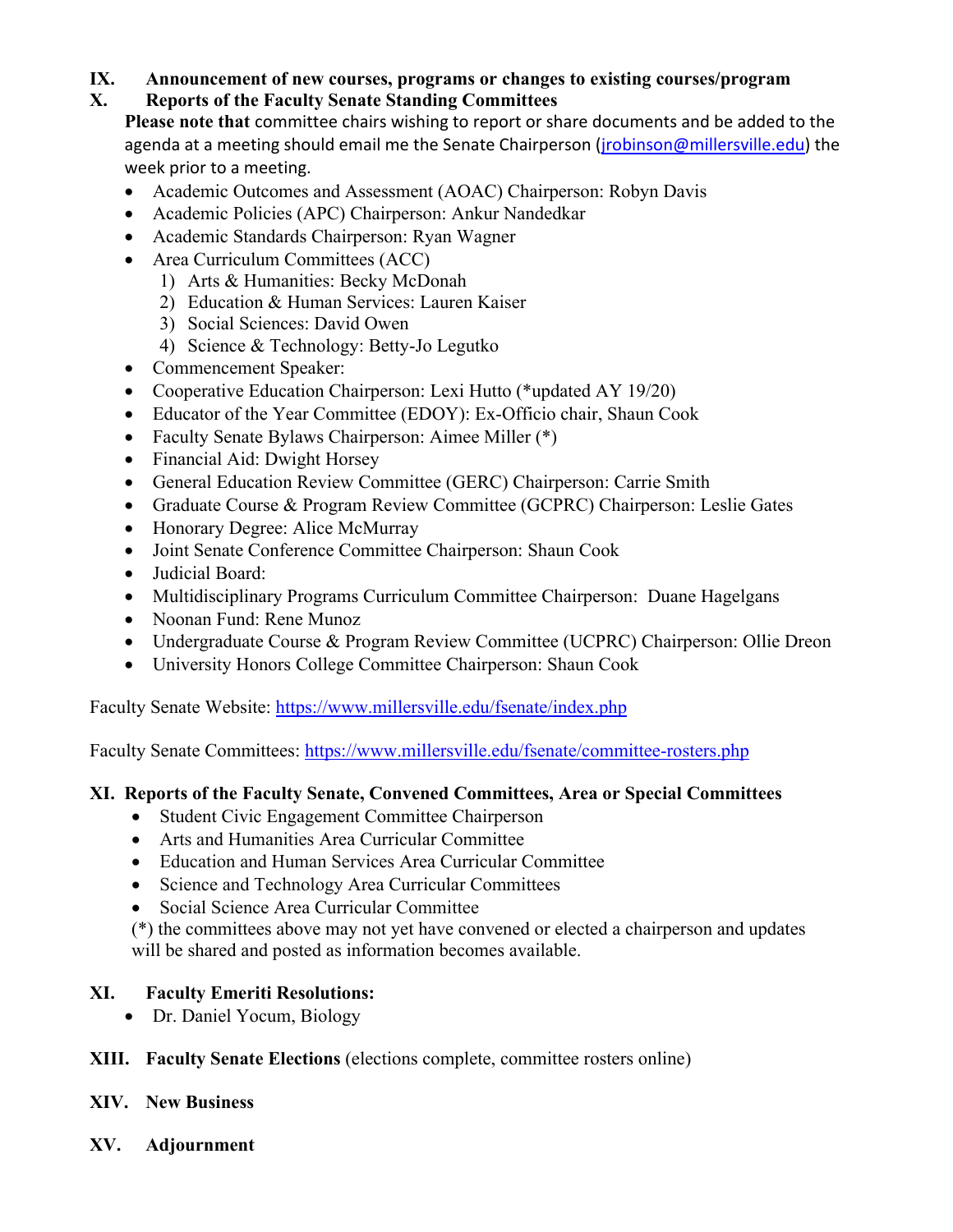## IX. Announcement of new courses, programs or changes to existing courses/program

## X. Reports of the Faculty Senate Standing Committees

**Please note that** committee chairs wishing to report or share documents and be added to the agenda at a meeting should email me the Senate Chairperson (jrobinson@millersville.edu) the week prior to a meeting.

- Academic Outcomes and Assessment (AOAC) Chairperson: Robyn Davis
- Academic Policies (APC) Chairperson: Ankur Nandedkar
- Academic Standards Chairperson: Ryan Wagner
- Area Curriculum Committees (ACC)
  1) Arts & Humanities: Becky McDonah
  2) Education & Human Services: Lauren Kaiser
  3) Social Sciences: David Owen
  4) Science & Technology: Betty-Jo Legutko
- Commencement Speaker:
- Cooperative Education Chairperson: Lexi Hutto (*updated AY 19/20)
- Educator of the Year Committee (EDOY): Ex-Officio chair, Shaun Cook
- Faculty Senate Bylaws Chairperson: Aimee Miller (*)
- Financial Aid: Dwight Horsey
- General Education Review Committee (GERC) Chairperson: Carrie Smith
- Graduate Course & Program Review Committee (GCPRC) Chairperson: Leslie Gates
- Honorary Degree: Alice McMurray
- Joint Senate Conference Committee Chairperson: Shaun Cook
- Judicial Board:
- Multidisciplinary Programs Curriculum Committee Chairperson: Duane Hagelgans
- Noonan Fund: Rene Munoz
- Undergraduate Course & Program Review Committee (UCPRC) Chairperson: Ollie Dreon
- University Honors College Committee Chairperson: Shaun Cook

Faculty Senate Website: https://www.millersville.edu/fsenate/index.php

Faculty Senate Committees: https://www.millersville.edu/fsenate/committee-rosters.php

## XI. Reports of the Faculty Senate, Convened Committees, Area or Special Committees

- Student Civic Engagement Committee Chairperson
- Arts and Humanities Area Curricular Committee
- Education and Human Services Area Curricular Committee
- Science and Technology Area Curricular Committees
- Social Science Area Curricular Committee

(*) the committees above may not yet have convened or elected a chairperson and updates will be shared and posted as information becomes available.

## XI. Faculty Emeriti Resolutions:

- Dr. Daniel Yocum, Biology

## XIII. Faculty Senate Elections (elections complete, committee rosters online)

## XIV. New Business

## XV. Adjournment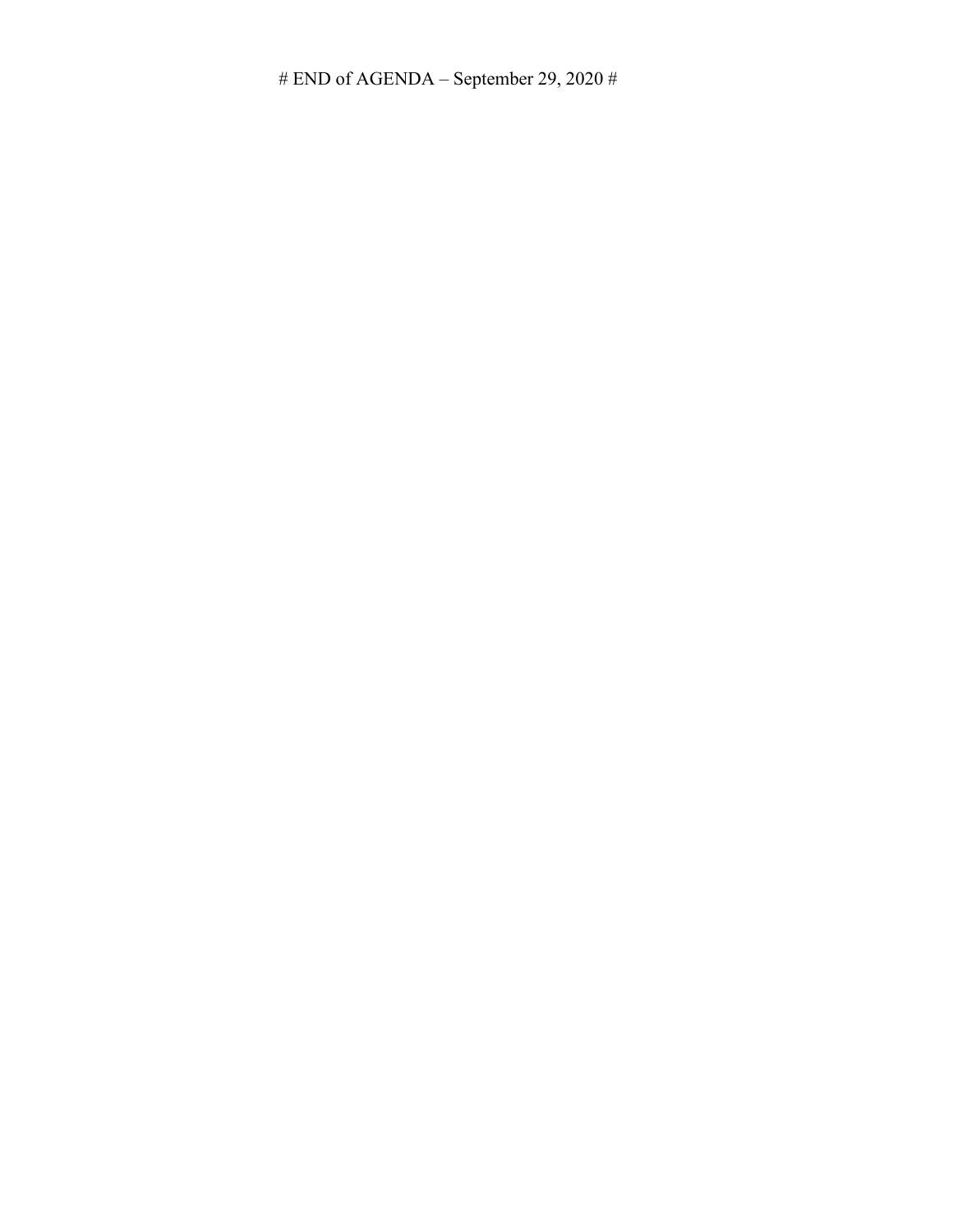# END of AGENDA – September 29, 2020 #